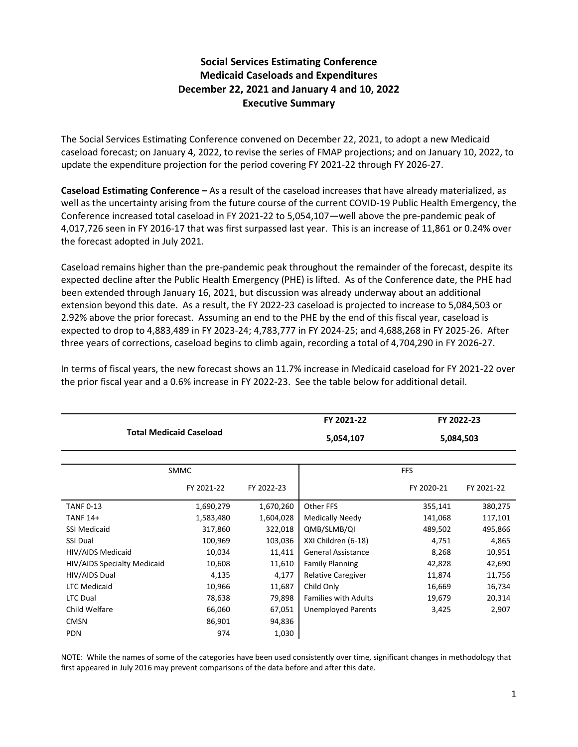# Social Services Estimating Conference
## Medicaid Caseloads and Expenditures
## December 22, 2021 and January 4 and 10, 2022
## Executive Summary

The Social Services Estimating Conference convened on December 22, 2021, to adopt a new Medicaid caseload forecast; on January 4, 2022, to revise the series of FMAP projections; and on January 10, 2022, to update the expenditure projection for the period covering FY 2021-22 through FY 2026-27.

**Caseload Estimating Conference –** As a result of the caseload increases that have already materialized, as well as the uncertainty arising from the future course of the current COVID-19 Public Health Emergency, the Conference increased total caseload in FY 2021-22 to 5,054,107—well above the pre-pandemic peak of 4,017,726 seen in FY 2016-17 that was first surpassed last year. This is an increase of 11,861 or 0.24% over the forecast adopted in July 2021.

Caseload remains higher than the pre-pandemic peak throughout the remainder of the forecast, despite its expected decline after the Public Health Emergency (PHE) is lifted. As of the Conference date, the PHE had been extended through January 16, 2021, but discussion was already underway about an additional extension beyond this date. As a result, the FY 2022-23 caseload is projected to increase to 5,084,503 or 2.92% above the prior forecast. Assuming an end to the PHE by the end of this fiscal year, caseload is expected to drop to 4,883,489 in FY 2023-24; 4,783,777 in FY 2024-25; and 4,688,268 in FY 2025-26. After three years of corrections, caseload begins to climb again, recording a total of 4,704,290 in FY 2026-27.

In terms of fiscal years, the new forecast shows an 11.7% increase in Medicaid caseload for FY 2021-22 over the prior fiscal year and a 0.6% increase in FY 2022-23. See the table below for additional detail.

| | FY 2021-22 | FY 2022-23 |
|---|---|---|
| **Total Medicaid Caseload** | **5,054,107** | **5,084,503** |

| SMMC | | | FFS | | |
|---|---|---|---|---|---|
| | FY 2021-22 | FY 2022-23 | | FY 2020-21 | FY 2021-22 |
| TANF 0-13 | 1,690,279 | 1,670,260 | Other FFS | 355,141 | 380,275 |
| TANF 14+ | 1,583,480 | 1,604,028 | Medically Needy | 141,068 | 117,101 |
| SSI Medicaid | 317,860 | 322,018 | QMB/SLMB/QI | 489,502 | 495,866 |
| SSI Dual | 100,969 | 103,036 | XXI Children (6-18) | 4,751 | 4,865 |
| HIV/AIDS Medicaid | 10,034 | 11,411 | General Assistance | 8,268 | 10,951 |
| HIV/AIDS Specialty Medicaid | 10,608 | 11,610 | Family Planning | 42,828 | 42,690 |
| HIV/AIDS Dual | 4,135 | 4,177 | Relative Caregiver | 11,874 | 11,756 |
| LTC Medicaid | 10,966 | 11,687 | Child Only | 16,669 | 16,734 |
| LTC Dual | 78,638 | 79,898 | Families with Adults | 19,679 | 20,314 |
| Child Welfare | 66,060 | 67,051 | Unemployed Parents | 3,425 | 2,907 |
| CMSN | 86,901 | 94,836 | | | |
| PDN | 974 | 1,030 | | | |

NOTE: While the names of some of the categories have been used consistently over time, significant changes in methodology that first appeared in July 2016 may prevent comparisons of the data before and after this date.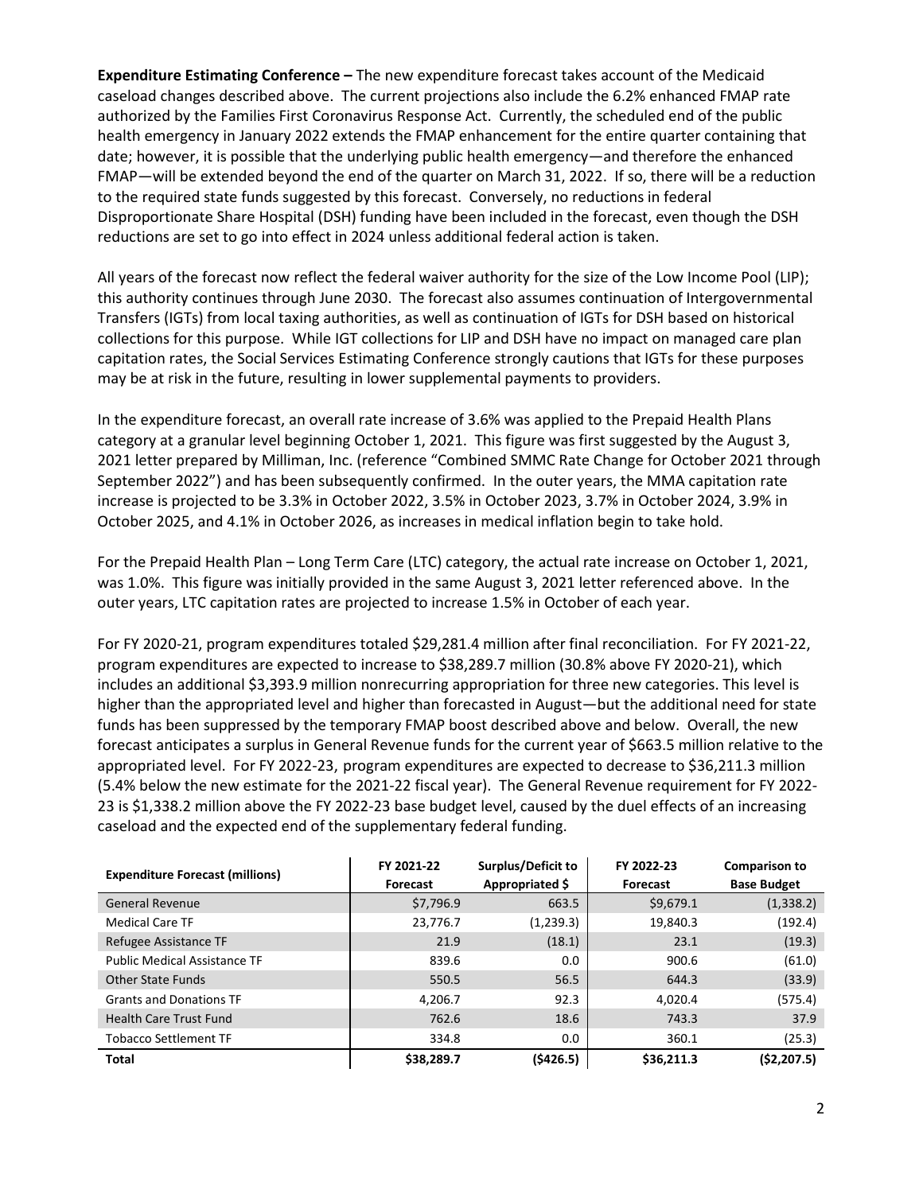**Expenditure Estimating Conference –** The new expenditure forecast takes account of the Medicaid caseload changes described above. The current projections also include the 6.2% enhanced FMAP rate authorized by the Families First Coronavirus Response Act. Currently, the scheduled end of the public health emergency in January 2022 extends the FMAP enhancement for the entire quarter containing that date; however, it is possible that the underlying public health emergency—and therefore the enhanced FMAP—will be extended beyond the end of the quarter on March 31, 2022. If so, there will be a reduction to the required state funds suggested by this forecast. Conversely, no reductions in federal Disproportionate Share Hospital (DSH) funding have been included in the forecast, even though the DSH reductions are set to go into effect in 2024 unless additional federal action is taken.

All years of the forecast now reflect the federal waiver authority for the size of the Low Income Pool (LIP); this authority continues through June 2030. The forecast also assumes continuation of Intergovernmental Transfers (IGTs) from local taxing authorities, as well as continuation of IGTs for DSH based on historical collections for this purpose. While IGT collections for LIP and DSH have no impact on managed care plan capitation rates, the Social Services Estimating Conference strongly cautions that IGTs for these purposes may be at risk in the future, resulting in lower supplemental payments to providers.

In the expenditure forecast, an overall rate increase of 3.6% was applied to the Prepaid Health Plans category at a granular level beginning October 1, 2021. This figure was first suggested by the August 3, 2021 letter prepared by Milliman, Inc. (reference "Combined SMMC Rate Change for October 2021 through September 2022") and has been subsequently confirmed. In the outer years, the MMA capitation rate increase is projected to be 3.3% in October 2022, 3.5% in October 2023, 3.7% in October 2024, 3.9% in October 2025, and 4.1% in October 2026, as increases in medical inflation begin to take hold.

For the Prepaid Health Plan – Long Term Care (LTC) category, the actual rate increase on October 1, 2021, was 1.0%. This figure was initially provided in the same August 3, 2021 letter referenced above. In the outer years, LTC capitation rates are projected to increase 1.5% in October of each year.

For FY 2020-21, program expenditures totaled $29,281.4 million after final reconciliation. For FY 2021-22, program expenditures are expected to increase to $38,289.7 million (30.8% above FY 2020-21), which includes an additional $3,393.9 million nonrecurring appropriation for three new categories. This level is higher than the appropriated level and higher than forecasted in August—but the additional need for state funds has been suppressed by the temporary FMAP boost described above and below. Overall, the new forecast anticipates a surplus in General Revenue funds for the current year of $663.5 million relative to the appropriated level. For FY 2022-23, program expenditures are expected to decrease to $36,211.3 million (5.4% below the new estimate for the 2021-22 fiscal year). The General Revenue requirement for FY 2022-23 is $1,338.2 million above the FY 2022-23 base budget level, caused by the duel effects of an increasing caseload and the expected end of the supplementary federal funding.

| Expenditure Forecast (millions) | FY 2021-22 Forecast | Surplus/Deficit to Appropriated $ | FY 2022-23 Forecast | Comparison to Base Budget |
|---|---|---|---|---|
| General Revenue | $7,796.9 | 663.5 | $9,679.1 | (1,338.2) |
| Medical Care TF | 23,776.7 | (1,239.3) | 19,840.3 | (192.4) |
| Refugee Assistance TF | 21.9 | (18.1) | 23.1 | (19.3) |
| Public Medical Assistance TF | 839.6 | 0.0 | 900.6 | (61.0) |
| Other State Funds | 550.5 | 56.5 | 644.3 | (33.9) |
| Grants and Donations TF | 4,206.7 | 92.3 | 4,020.4 | (575.4) |
| Health Care Trust Fund | 762.6 | 18.6 | 743.3 | 37.9 |
| Tobacco Settlement TF | 334.8 | 0.0 | 360.1 | (25.3) |
| **Total** | **$38,289.7** | **($426.5)** | **$36,211.3** | **($2,207.5)** |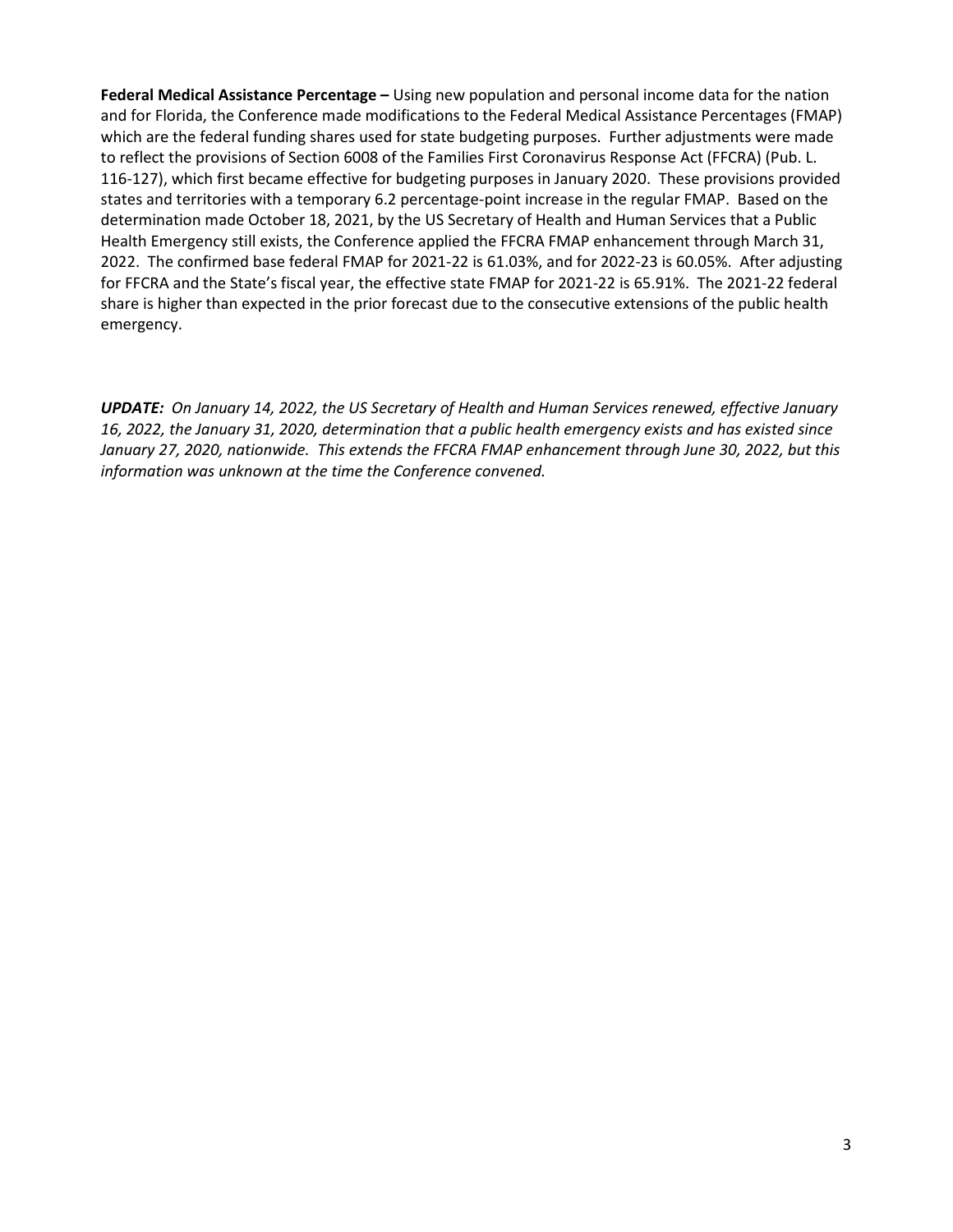**Federal Medical Assistance Percentage –** Using new population and personal income data for the nation and for Florida, the Conference made modifications to the Federal Medical Assistance Percentages (FMAP) which are the federal funding shares used for state budgeting purposes. Further adjustments were made to reflect the provisions of Section 6008 of the Families First Coronavirus Response Act (FFCRA) (Pub. L. 116-127), which first became effective for budgeting purposes in January 2020. These provisions provided states and territories with a temporary 6.2 percentage-point increase in the regular FMAP. Based on the determination made October 18, 2021, by the US Secretary of Health and Human Services that a Public Health Emergency still exists, the Conference applied the FFCRA FMAP enhancement through March 31, 2022. The confirmed base federal FMAP for 2021-22 is 61.03%, and for 2022-23 is 60.05%. After adjusting for FFCRA and the State's fiscal year, the effective state FMAP for 2021-22 is 65.91%. The 2021-22 federal share is higher than expected in the prior forecast due to the consecutive extensions of the public health emergency.

***UPDATE:*** *On January 14, 2022, the US Secretary of Health and Human Services renewed, effective January 16, 2022, the January 31, 2020, determination that a public health emergency exists and has existed since January 27, 2020, nationwide. This extends the FFCRA FMAP enhancement through June 30, 2022, but this information was unknown at the time the Conference convened.*